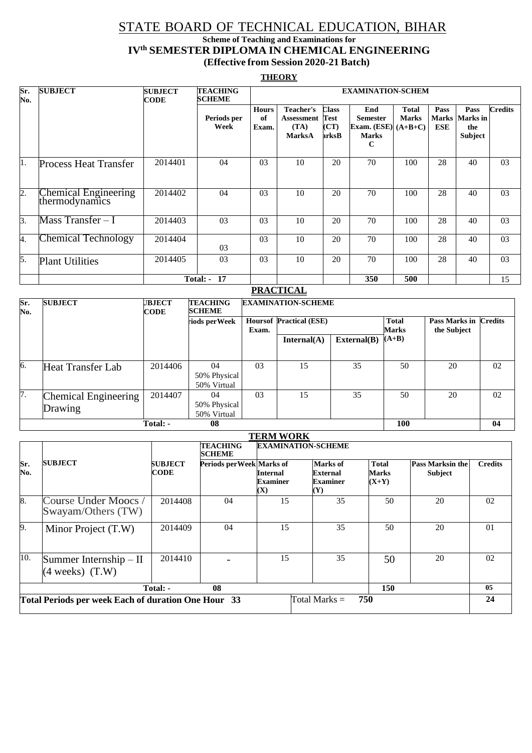# STATE BOARD OF TECHNICAL EDUCATION, BIHAR

**Scheme of Teaching and Examinations for**

**IV$^{th}$ SEMESTER DIPLOMA IN CHEMICAL ENGINEERING**

**(Effective from Session 2020-21 Batch)**

**THEORY**

| Sr. No. | SUBJECT | SUBJECT CODE | TEACHING SCHEME | EXAMINATION-SCHEM | | | | | | | |
|---|---|---|---|---|---|---|---|---|---|---|---|
| | | | Periods per Week | Hours of Exam. | Teacher's Assessment (TA) MarksA | Class Test (CT) arksB | End Semester Exam. (ESE) Marks C | Total Marks (A+B+C) | Pass Marks ESE | Pass Marks in the Subject | Credits |
| 1. | Process Heat Transfer | 2014401 | 04 | 03 | 10 | 20 | 70 | 100 | 28 | 40 | 03 |
| 2. | Chemical Engineering thermodynamics | 2014402 | 04 | 03 | 10 | 20 | 70 | 100 | 28 | 40 | 03 |
| 3. | Mass Transfer – I | 2014403 | 03 | 03 | 10 | 20 | 70 | 100 | 28 | 40 | 03 |
| 4. | Chemical Technology | 2014404 | 03 | 03 | 10 | 20 | 70 | 100 | 28 | 40 | 03 |
| 5. | Plant Utilities | 2014405 | 03 | 03 | 10 | 20 | 70 | 100 | 28 | 40 | 03 |
| | | | Total: - 17 | | | | 350 | 500 | | | 15 |

**PRACTICAL**

| Sr. No. | SUBJECT | UBJECT CODE | TEACHING SCHEME | EXAMINATION-SCHEME | | | | | |
|---|---|---|---|---|---|---|---|---|---|
| | | | riods perWeek | Hoursof Exam. | Practical (ESE) | | Total Marks (A+B) | Pass Marks in the Subject | Credits |
| | | | | | Internal(A) | External(B) | | | |
| 6. | Heat Transfer Lab | 2014406 | 04<br>50% Physical<br>50% Virtual | 03 | 15 | 35 | 50 | 20 | 02 |
| 7. | Chemical Engineering Drawing | 2014407 | 04<br>50% Physical<br>50% Virtual | 03 | 15 | 35 | 50 | 20 | 02 |
| | | Total: - | 08 | | | | 100 | | 04 |

**TERM WORK**

| Sr. No. | SUBJECT | SUBJECT CODE | TEACHING SCHEME | EXAMINATION-SCHEME | | | | |
|---|---|---|---|---|---|---|---|---|
| | | | Periods perWeek | Marks of Internal Examiner (X) | Marks of External Examiner (Y) | Total Marks (X+Y) | Pass Marksin the Subject | Credits |
| 8. | Course Under Moocs / Swayam/Others (TW) | 2014408 | 04 | 15 | 35 | 50 | 20 | 02 |
| 9. | Minor Project (T.W) | 2014409 | 04 | 15 | 35 | 50 | 20 | 01 |
| 10. | Summer Internship – II (4 weeks) (T.W) | 2014410 | - | 15 | 35 | 50 | 20 | 02 |
| | | Total: - | 08 | | | 150 | | 05 |
| **Total Periods per week Each of duration One Hour 33** | | | | | Total Marks = 750 | | | 24 |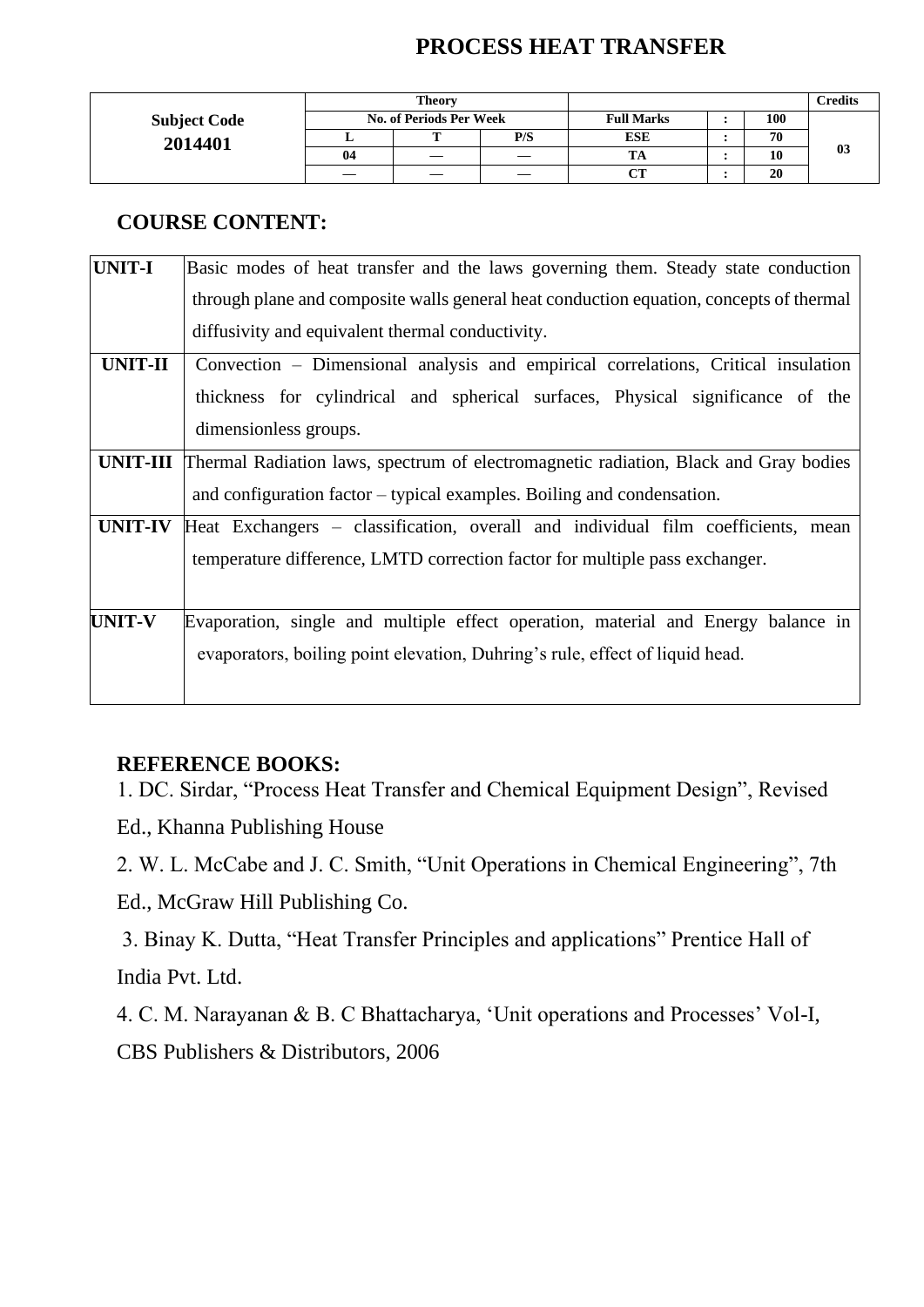# PROCESS HEAT TRANSFER

| Subject Code 2014401 | Theory | | | | | | Credits |
|---|---|---|---|---|---|---|---|
| | No. of Periods Per Week | | | Full Marks | : | 100 | |
| | L | T | P/S | ESE | : | 70 | 03 |
| | 04 | — | — | TA | : | 10 | |
| | — | — | — | CT | : | 20 | |

## COURSE CONTENT:

| | |
|---|---|
| **UNIT-I** | Basic modes of heat transfer and the laws governing them. Steady state conduction through plane and composite walls general heat conduction equation, concepts of thermal diffusivity and equivalent thermal conductivity. |
| **UNIT-II** | Convection – Dimensional analysis and empirical correlations, Critical insulation thickness for cylindrical and spherical surfaces, Physical significance of the dimensionless groups. |
| **UNIT-III** | Thermal Radiation laws, spectrum of electromagnetic radiation, Black and Gray bodies and configuration factor – typical examples. Boiling and condensation. |
| **UNIT-IV** | Heat Exchangers – classification, overall and individual film coefficients, mean temperature difference, LMTD correction factor for multiple pass exchanger. |
| **UNIT-V** | Evaporation, single and multiple effect operation, material and Energy balance in evaporators, boiling point elevation, Duhring's rule, effect of liquid head. |

## REFERENCE BOOKS:

1. DC. Sirdar, "Process Heat Transfer and Chemical Equipment Design", Revised Ed., Khanna Publishing House
2. W. L. McCabe and J. C. Smith, "Unit Operations in Chemical Engineering", 7th Ed., McGraw Hill Publishing Co.
3. Binay K. Dutta, "Heat Transfer Principles and applications" Prentice Hall of India Pvt. Ltd.
4. C. M. Narayanan & B. C Bhattacharya, 'Unit operations and Processes' Vol-I, CBS Publishers & Distributors, 2006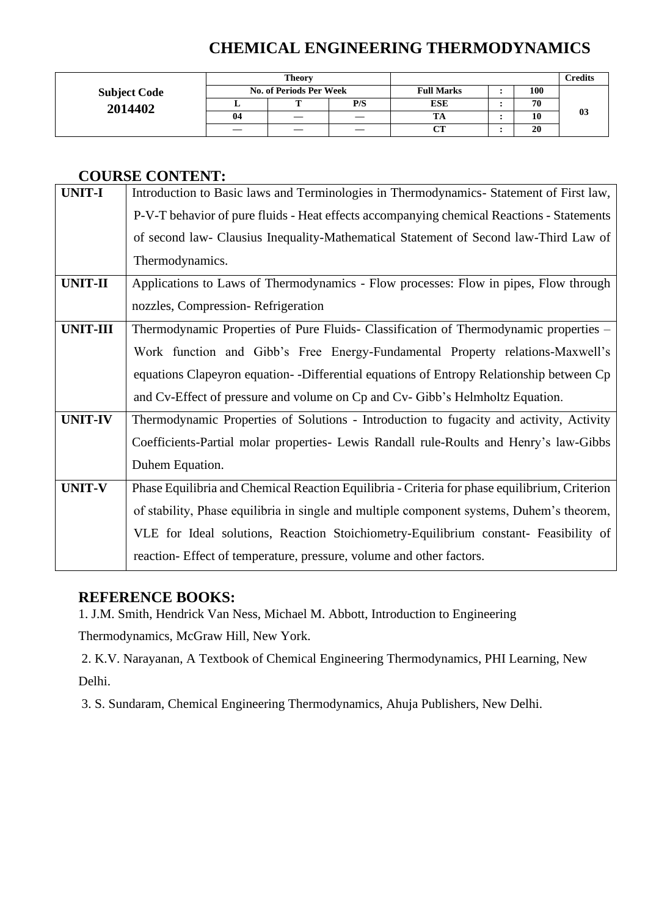# CHEMICAL ENGINEERING THERMODYNAMICS

| Subject Code 2014402 | Theory | | | | | | Credits |
|---|---|---|---|---|---|---|---|
| | No. of Periods Per Week | | | Full Marks | : | 100 | 03 |
| | L | T | P/S | ESE | : | 70 | |
| | 04 | — | — | TA | : | 10 | |
| | — | — | — | CT | : | 20 | |

## COURSE CONTENT:

| | |
|---|---|
| **UNIT-I** | Introduction to Basic laws and Terminologies in Thermodynamics- Statement of First law, P-V-T behavior of pure fluids - Heat effects accompanying chemical Reactions - Statements of second law- Clausius Inequality-Mathematical Statement of Second law-Third Law of Thermodynamics. |
| **UNIT-II** | Applications to Laws of Thermodynamics - Flow processes: Flow in pipes, Flow through nozzles, Compression- Refrigeration |
| **UNIT-III** | Thermodynamic Properties of Pure Fluids- Classification of Thermodynamic properties – Work function and Gibb's Free Energy-Fundamental Property relations-Maxwell's equations Clapeyron equation- -Differential equations of Entropy Relationship between Cp and Cv-Effect of pressure and volume on Cp and Cv- Gibb's Helmholtz Equation. |
| **UNIT-IV** | Thermodynamic Properties of Solutions - Introduction to fugacity and activity, Activity Coefficients-Partial molar properties- Lewis Randall rule-Roults and Henry's law-Gibbs Duhem Equation. |
| **UNIT-V** | Phase Equilibria and Chemical Reaction Equilibria - Criteria for phase equilibrium, Criterion of stability, Phase equilibria in single and multiple component systems, Duhem's theorem, VLE for Ideal solutions, Reaction Stoichiometry-Equilibrium constant- Feasibility of reaction- Effect of temperature, pressure, volume and other factors. |

## REFERENCE BOOKS:

1. J.M. Smith, Hendrick Van Ness, Michael M. Abbott, Introduction to Engineering Thermodynamics, McGraw Hill, New York.
2. K.V. Narayanan, A Textbook of Chemical Engineering Thermodynamics, PHI Learning, New Delhi.
3. S. Sundaram, Chemical Engineering Thermodynamics, Ahuja Publishers, New Delhi.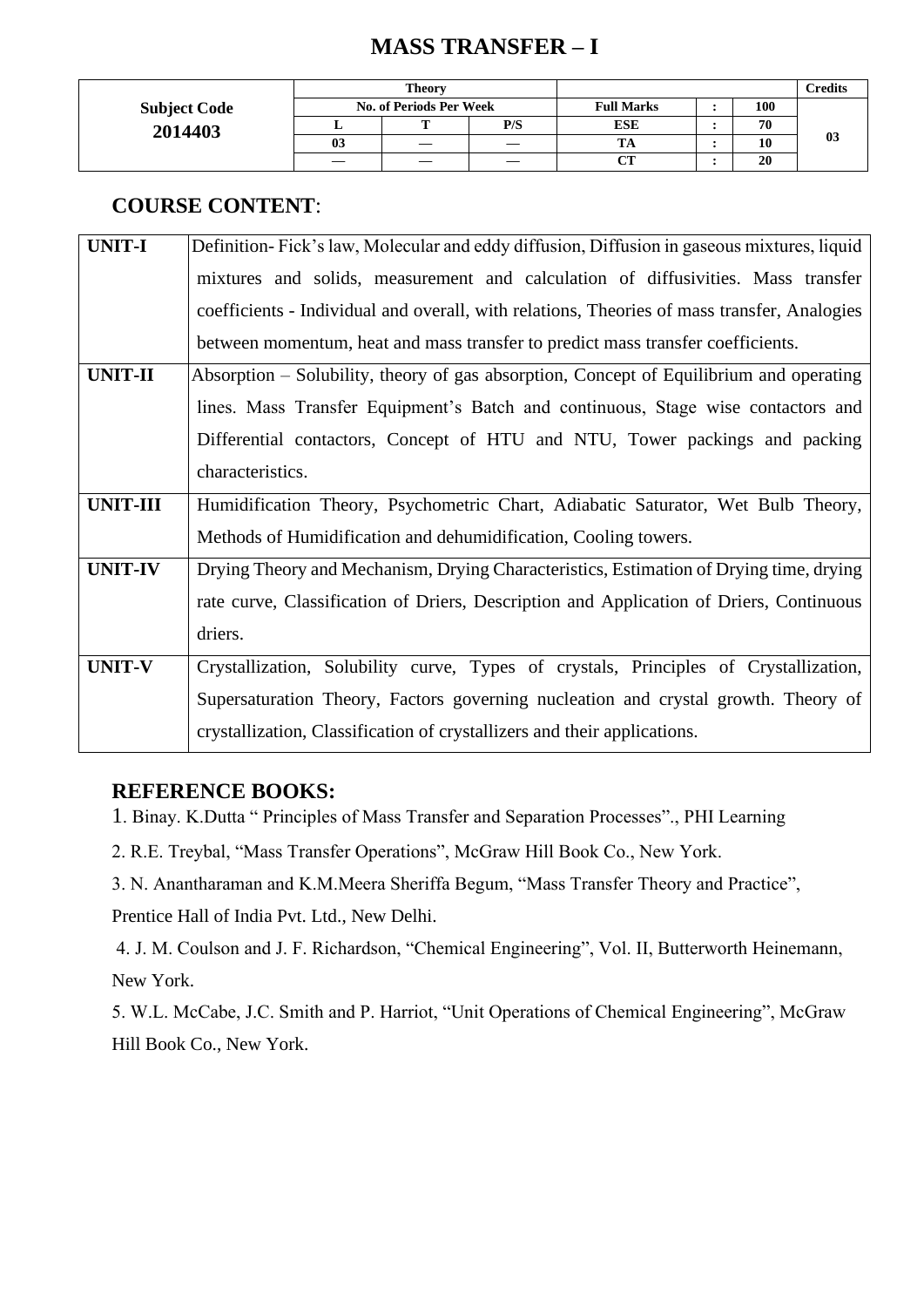# MASS TRANSFER – I

| Subject Code | Theory | | | | | | Credits |
|---|---|---|---|---|---|---|---|
| | No. of Periods Per Week | | | Full Marks | : | 100 | |
| 2014403 | L | T | P/S | ESE | : | 70 | 03 |
| | 03 | — | — | TA | : | 10 | |
| | — | — | — | CT | : | 20 | |

## COURSE CONTENT:

| | |
|---|---|
| **UNIT-I** | Definition- Fick's law, Molecular and eddy diffusion, Diffusion in gaseous mixtures, liquid mixtures and solids, measurement and calculation of diffusivities. Mass transfer coefficients - Individual and overall, with relations, Theories of mass transfer, Analogies between momentum, heat and mass transfer to predict mass transfer coefficients. |
| **UNIT-II** | Absorption – Solubility, theory of gas absorption, Concept of Equilibrium and operating lines. Mass Transfer Equipment's Batch and continuous, Stage wise contactors and Differential contactors, Concept of HTU and NTU, Tower packings and packing characteristics. |
| **UNIT-III** | Humidification Theory, Psychometric Chart, Adiabatic Saturator, Wet Bulb Theory, Methods of Humidification and dehumidification, Cooling towers. |
| **UNIT-IV** | Drying Theory and Mechanism, Drying Characteristics, Estimation of Drying time, drying rate curve, Classification of Driers, Description and Application of Driers, Continuous driers. |
| **UNIT-V** | Crystallization, Solubility curve, Types of crystals, Principles of Crystallization, Supersaturation Theory, Factors governing nucleation and crystal growth. Theory of crystallization, Classification of crystallizers and their applications. |

## REFERENCE BOOKS:

1. Binay. K.Dutta " Principles of Mass Transfer and Separation Processes"., PHI Learning
2. R.E. Treybal, "Mass Transfer Operations", McGraw Hill Book Co., New York.
3. N. Anantharaman and K.M.Meera Sheriffa Begum, "Mass Transfer Theory and Practice", Prentice Hall of India Pvt. Ltd., New Delhi.
4. J. M. Coulson and J. F. Richardson, "Chemical Engineering", Vol. II, Butterworth Heinemann, New York.
5. W.L. McCabe, J.C. Smith and P. Harriot, "Unit Operations of Chemical Engineering", McGraw Hill Book Co., New York.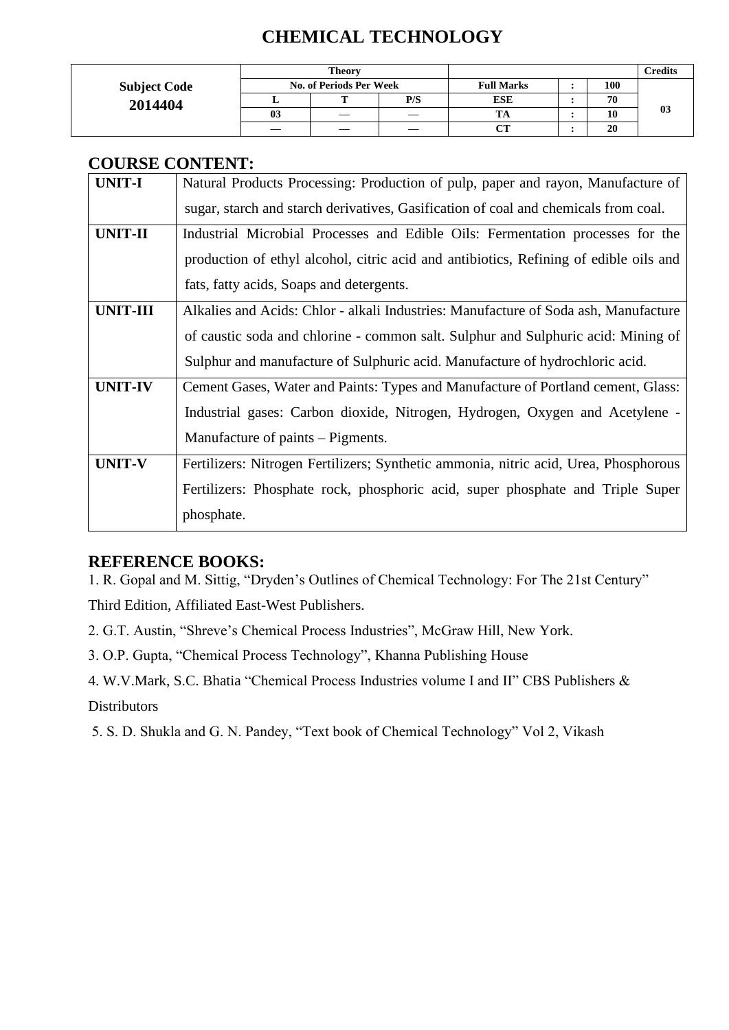# CHEMICAL TECHNOLOGY

| Subject Code 2014404 | Theory | | | | | | Credits |
|---|---|---|---|---|---|---|---|
| | No. of Periods Per Week | | | Full Marks | : | 100 | 03 |
| | L | T | P/S | ESE | : | 70 | |
| | 03 | — | — | TA | : | 10 | |
| | — | — | — | CT | : | 20 | |

## COURSE CONTENT:

| | |
|---|---|
| **UNIT-I** | Natural Products Processing: Production of pulp, paper and rayon, Manufacture of sugar, starch and starch derivatives, Gasification of coal and chemicals from coal. |
| **UNIT-II** | Industrial Microbial Processes and Edible Oils: Fermentation processes for the production of ethyl alcohol, citric acid and antibiotics, Refining of edible oils and fats, fatty acids, Soaps and detergents. |
| **UNIT-III** | Alkalies and Acids: Chlor - alkali Industries: Manufacture of Soda ash, Manufacture of caustic soda and chlorine - common salt. Sulphur and Sulphuric acid: Mining of Sulphur and manufacture of Sulphuric acid. Manufacture of hydrochloric acid. |
| **UNIT-IV** | Cement Gases, Water and Paints: Types and Manufacture of Portland cement, Glass: Industrial gases: Carbon dioxide, Nitrogen, Hydrogen, Oxygen and Acetylene - Manufacture of paints – Pigments. |
| **UNIT-V** | Fertilizers: Nitrogen Fertilizers; Synthetic ammonia, nitric acid, Urea, Phosphorous Fertilizers: Phosphate rock, phosphoric acid, super phosphate and Triple Super phosphate. |

## REFERENCE BOOKS:

1. R. Gopal and M. Sittig, "Dryden's Outlines of Chemical Technology: For The 21st Century" Third Edition, Affiliated East-West Publishers.
2. G.T. Austin, "Shreve's Chemical Process Industries", McGraw Hill, New York.
3. O.P. Gupta, "Chemical Process Technology", Khanna Publishing House
4. W.V.Mark, S.C. Bhatia "Chemical Process Industries volume I and II" CBS Publishers & Distributors
5. S. D. Shukla and G. N. Pandey, "Text book of Chemical Technology" Vol 2, Vikash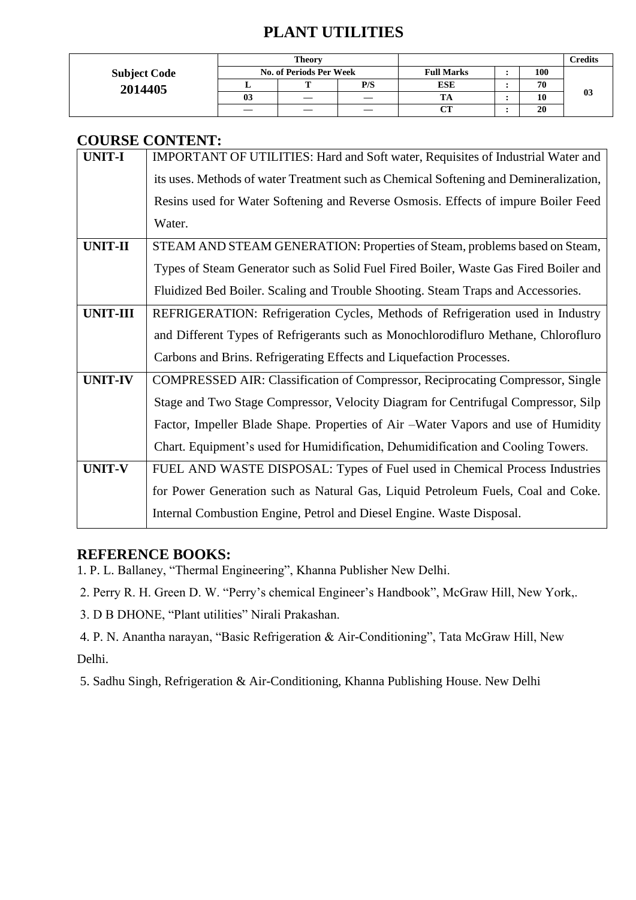# PLANT UTILITIES

| Subject Code 2014405 | Theory | | | | | | Credits |
|---|---|---|---|---|---|---|---|
| | No. of Periods Per Week | | | Full Marks | : | 100 | 03 |
| | L | T | P/S | ESE | : | 70 | |
| | 03 | — | — | TA | : | 10 | |
| | — | — | — | CT | : | 20 | |

## COURSE CONTENT:

| | |
|---|---|
| **UNIT-I** | IMPORTANT OF UTILITIES: Hard and Soft water, Requisites of Industrial Water and its uses. Methods of water Treatment such as Chemical Softening and Demineralization, Resins used for Water Softening and Reverse Osmosis. Effects of impure Boiler Feed Water. |
| **UNIT-II** | STEAM AND STEAM GENERATION: Properties of Steam, problems based on Steam, Types of Steam Generator such as Solid Fuel Fired Boiler, Waste Gas Fired Boiler and Fluidized Bed Boiler. Scaling and Trouble Shooting. Steam Traps and Accessories. |
| **UNIT-III** | REFRIGERATION: Refrigeration Cycles, Methods of Refrigeration used in Industry and Different Types of Refrigerants such as Monochlorodifluro Methane, Chlorofluro Carbons and Brins. Refrigerating Effects and Liquefaction Processes. |
| **UNIT-IV** | COMPRESSED AIR: Classification of Compressor, Reciprocating Compressor, Single Stage and Two Stage Compressor, Velocity Diagram for Centrifugal Compressor, Silp Factor, Impeller Blade Shape. Properties of Air –Water Vapors and use of Humidity Chart. Equipment's used for Humidification, Dehumidification and Cooling Towers. |
| **UNIT-V** | FUEL AND WASTE DISPOSAL: Types of Fuel used in Chemical Process Industries for Power Generation such as Natural Gas, Liquid Petroleum Fuels, Coal and Coke. Internal Combustion Engine, Petrol and Diesel Engine. Waste Disposal. |

## REFERENCE BOOKS:

1. P. L. Ballaney, "Thermal Engineering", Khanna Publisher New Delhi.
2. Perry R. H. Green D. W. "Perry's chemical Engineer's Handbook", McGraw Hill, New York,.
3. D B DHONE, "Plant utilities" Nirali Prakashan.
4. P. N. Anantha narayan, "Basic Refrigeration & Air-Conditioning", Tata McGraw Hill, New Delhi.
5. Sadhu Singh, Refrigeration & Air-Conditioning, Khanna Publishing House. New Delhi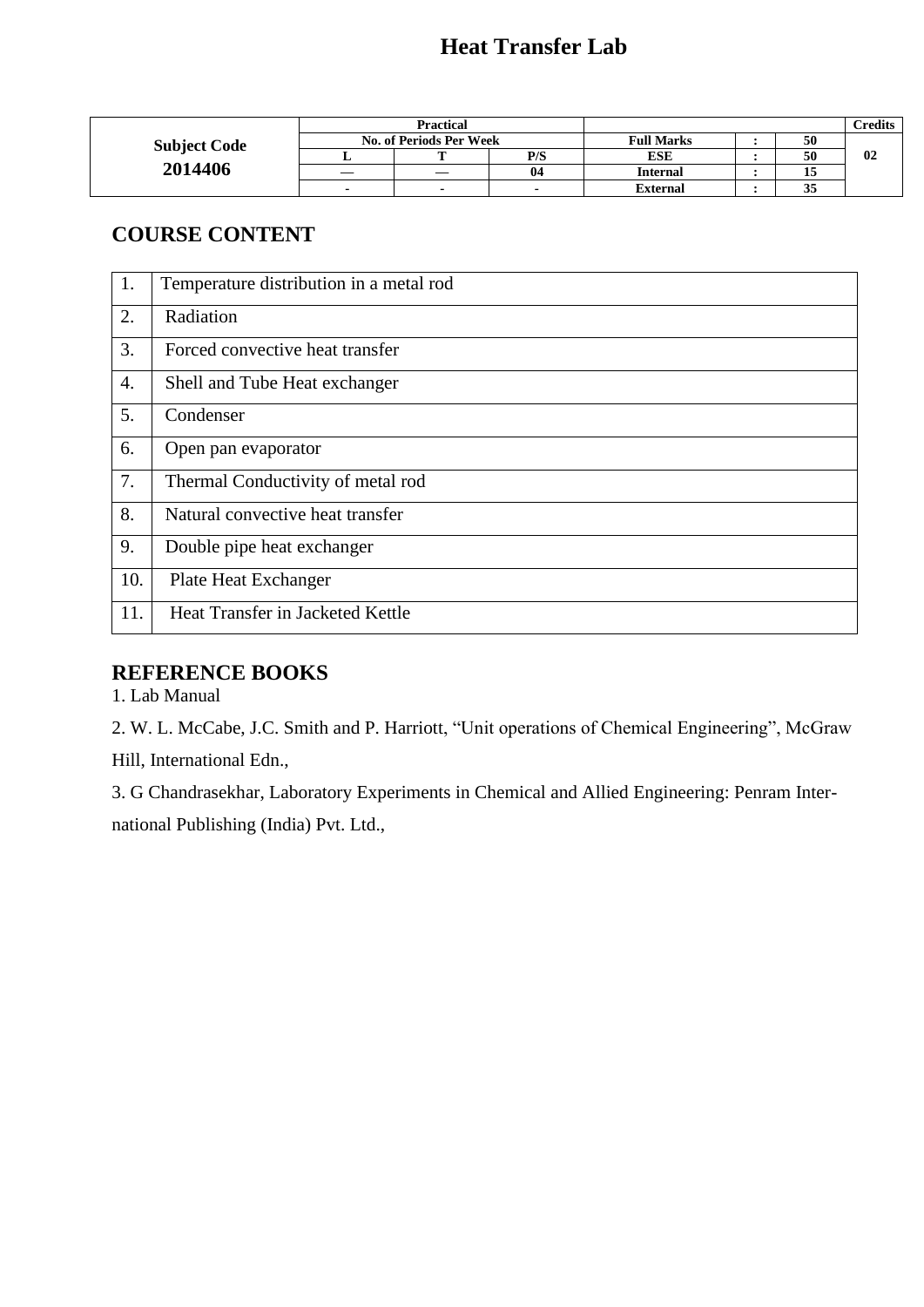# Heat Transfer Lab

| Subject Code | Practical | | | | | | Credits |
|---|---|---|---|---|---|---|---|
| | No. of Periods Per Week | | | Full Marks | : | 50 | |
| **2014406** | L | T | P/S | ESE | : | 50 | 02 |
| | — | — | 04 | Internal | : | 15 | |
| | - | - | - | External | : | 35 | |

## COURSE CONTENT

| | |
|---|---|
| 1. | Temperature distribution in a metal rod |
| 2. | Radiation |
| 3. | Forced convective heat transfer |
| 4. | Shell and Tube Heat exchanger |
| 5. | Condenser |
| 6. | Open pan evaporator |
| 7. | Thermal Conductivity of metal rod |
| 8. | Natural convective heat transfer |
| 9. | Double pipe heat exchanger |
| 10. | Plate Heat Exchanger |
| 11. | Heat Transfer in Jacketed Kettle |

## REFERENCE BOOKS

1. Lab Manual
2. W. L. McCabe, J.C. Smith and P. Harriott, "Unit operations of Chemical Engineering", McGraw Hill, International Edn.,
3. G Chandrasekhar, Laboratory Experiments in Chemical and Allied Engineering: Penram International Publishing (India) Pvt. Ltd.,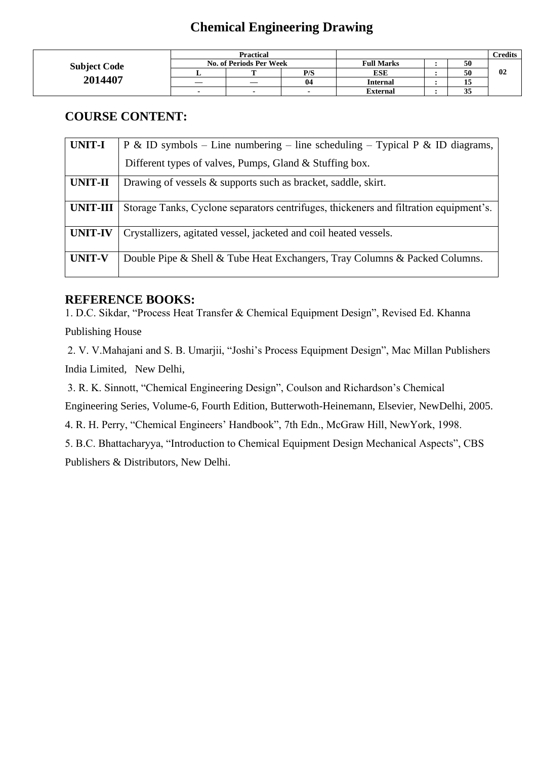# Chemical Engineering Drawing

| Subject Code | Practical | | | | | | Credits |
|---|---|---|---|---|---|---|---|
| | No. of Periods Per Week | | | Full Marks | : | 50 | |
| 2014407 | L | T | P/S | ESE | : | 50 | 02 |
| | — | — | 04 | Internal | : | 15 | |
| | - | - | - | External | : | 35 | |

## COURSE CONTENT:

| | |
|---|---|
| **UNIT-I** | P & ID symbols – Line numbering – line scheduling – Typical P & ID diagrams, Different types of valves, Pumps, Gland & Stuffing box. |
| **UNIT-II** | Drawing of vessels & supports such as bracket, saddle, skirt. |
| **UNIT-III** | Storage Tanks, Cyclone separators centrifuges, thickeners and filtration equipment's. |
| **UNIT-IV** | Crystallizers, agitated vessel, jacketed and coil heated vessels. |
| **UNIT-V** | Double Pipe & Shell & Tube Heat Exchangers, Tray Columns & Packed Columns. |

## REFERENCE BOOKS:

1. D.C. Sikdar, "Process Heat Transfer & Chemical Equipment Design", Revised Ed. Khanna Publishing House
2. V. V.Mahajani and S. B. Umarjii, "Joshi's Process Equipment Design", Mac Millan Publishers India Limited, New Delhi,
3. R. K. Sinnott, "Chemical Engineering Design", Coulson and Richardson's Chemical Engineering Series, Volume-6, Fourth Edition, Butterwoth-Heinemann, Elsevier, NewDelhi, 2005.
4. R. H. Perry, "Chemical Engineers' Handbook", 7th Edn., McGraw Hill, NewYork, 1998.
5. B.C. Bhattacharyya, "Introduction to Chemical Equipment Design Mechanical Aspects", CBS Publishers & Distributors, New Delhi.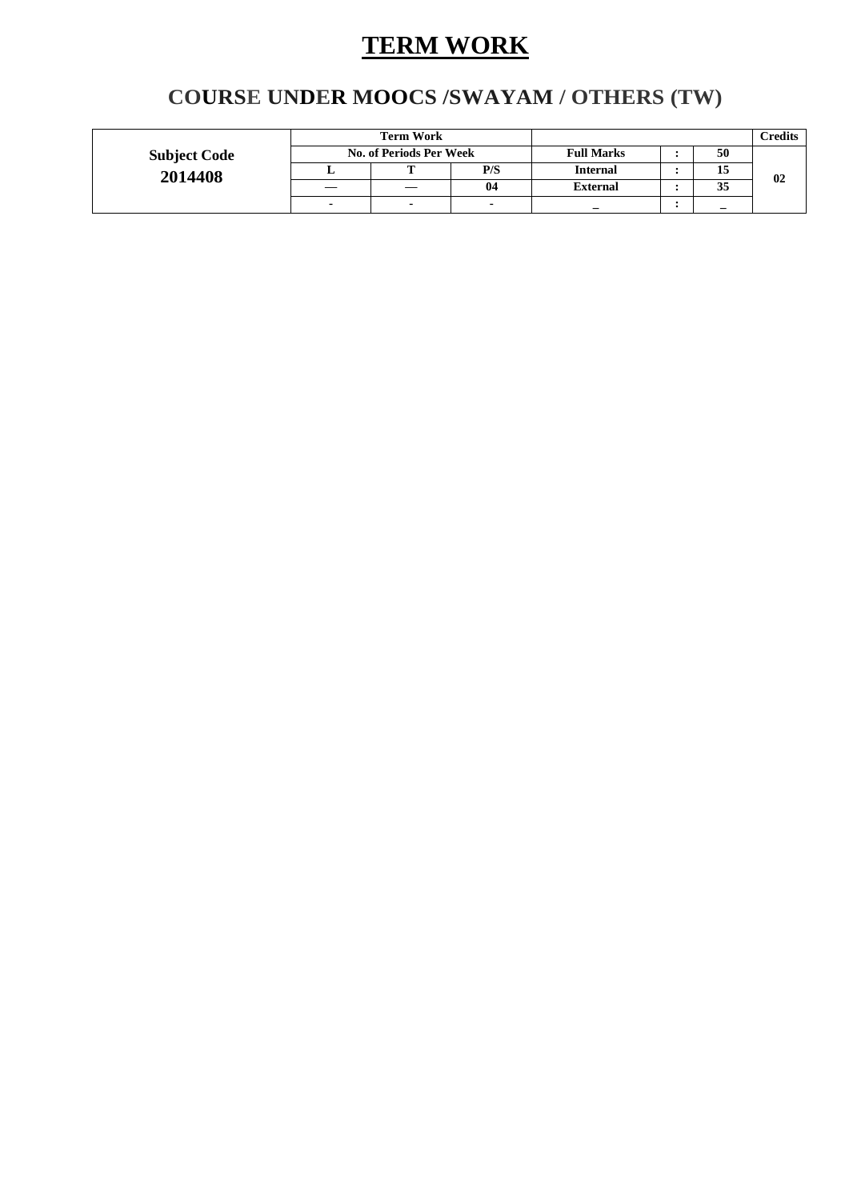# TERM WORK

## COURSE UNDER MOOCS /SWAYAM / OTHERS (TW)

| Subject Code 2014408 | Term Work | | | | | | Credits |
|---|---|---|---|---|---|---|---|
| | No. of Periods Per Week | | | Full Marks | : | 50 | 02 |
| | L | T | P/S | Internal | : | 15 | |
| | — | — | 04 | External | : | 35 | |
| | - | - | - | _ | : | _ | |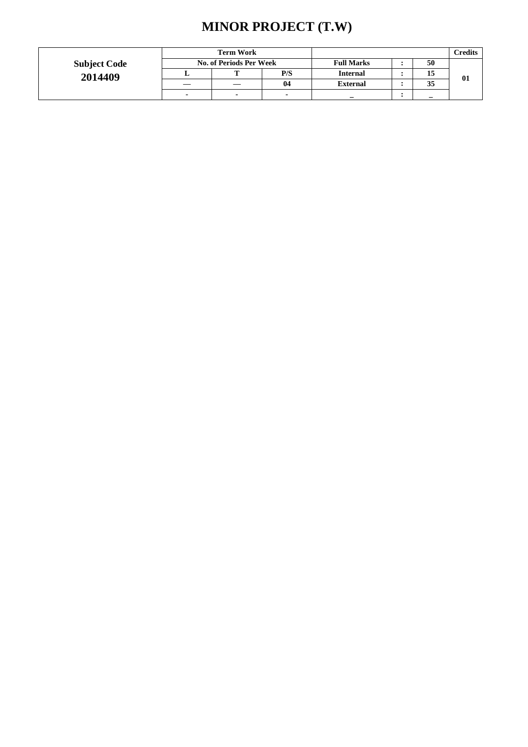# MINOR PROJECT (T.W)

| Subject Code 2014409 | Term Work | | | | | | Credits |
|---|---|---|---|---|---|---|---|
| | No. of Periods Per Week | | | Full Marks | : | 50 | 01 |
| | L | T | P/S | Internal | : | 15 | |
| | — | — | 04 | External | : | 35 | |
| | - | - | - | _ | : | _ | |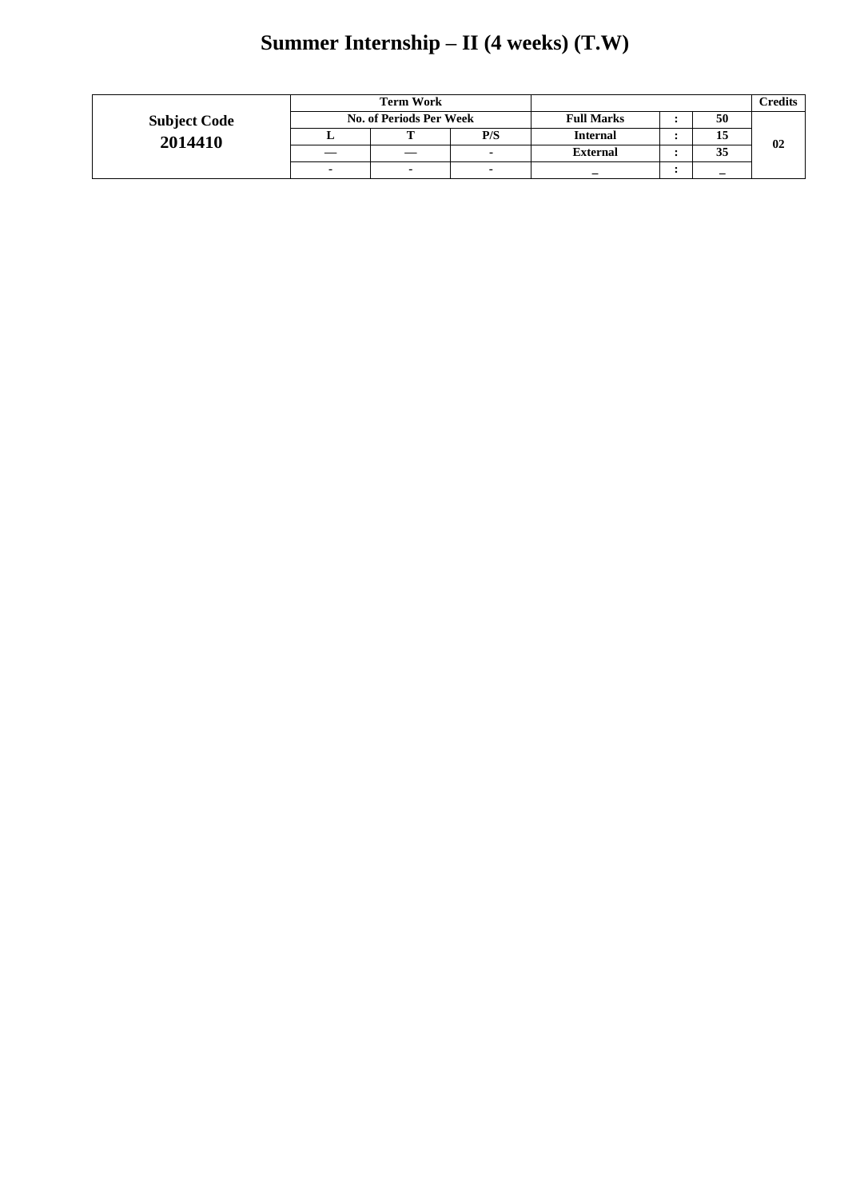# Summer Internship – II (4 weeks) (T.W)

| | | | | | | | |
|---|---|---|---|---|---|---|---|
| **Subject Code 2014410** | **Term Work** | | | | | | **Credits** |
| | **No. of Periods Per Week** | | | **Full Marks** | **:** | **50** | **02** |
| | **L** | **T** | **P/S** | **Internal** | **:** | **15** | |
| | — | — | - | **External** | **:** | **35** | |
| | - | - | - | _ | **:** | _ | |